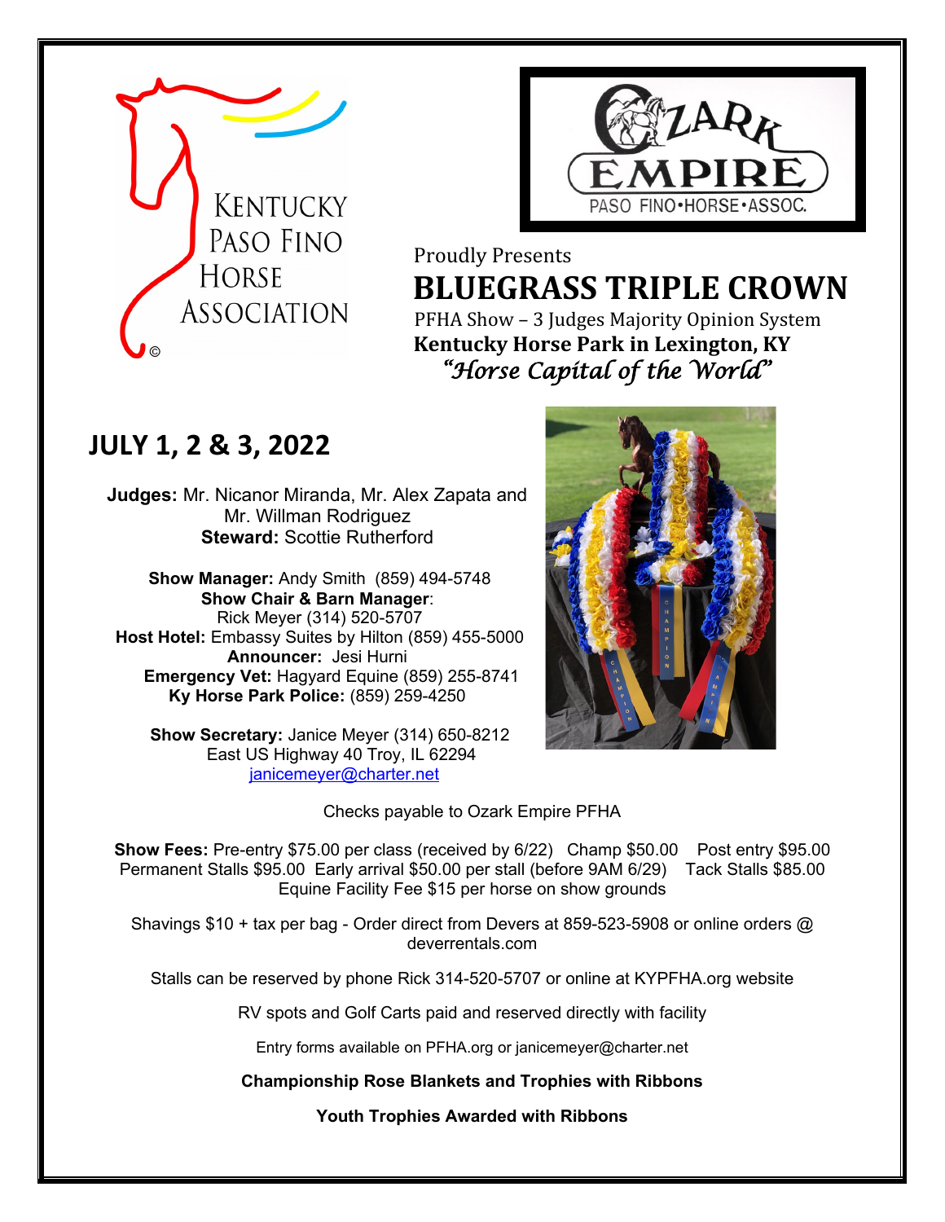KENTUCKY PASO FINO HORSE ASSOCIATION ©

OZARK EMPIRE PASO FINO•HORSE•ASSOC.

Proudly Presents

# BLUEGRASS TRIPLE CROWN

PFHA Show – 3 Judges Majority Opinion System

**Kentucky Horse Park in Lexington, KY**

*"Horse Capital of the World"*

## JULY 1, 2 & 3, 2022

**Judges:** Mr. Nicanor Miranda, Mr. Alex Zapata and Mr. Willman Rodriguez
**Steward:** Scottie Rutherford

**Show Manager:** Andy Smith (859) 494-5748
**Show Chair & Barn Manager**: Rick Meyer (314) 520-5707
**Host Hotel:** Embassy Suites by Hilton (859) 455-5000
**Announcer:** Jesi Hurni
**Emergency Vet:** Hagyard Equine (859) 255-8741
**Ky Horse Park Police:** (859) 259-4250

**Show Secretary:** Janice Meyer (314) 650-8212
East US Highway 40 Troy, IL 62294
janicemeyer@charter.net

Checks payable to Ozark Empire PFHA

**Show Fees:** Pre-entry $75.00 per class (received by 6/22) Champ $50.00 Post entry $95.00
Permanent Stalls $95.00 Early arrival $50.00 per stall (before 9AM 6/29) Tack Stalls $85.00
Equine Facility Fee $15 per horse on show grounds

Shavings $10 + tax per bag - Order direct from Devers at 859-523-5908 or online orders @ deverrentals.com

Stalls can be reserved by phone Rick 314-520-5707 or online at KYPFHA.org website

RV spots and Golf Carts paid and reserved directly with facility

Entry forms available on PFHA.org or janicemeyer@charter.net

**Championship Rose Blankets and Trophies with Ribbons**

**Youth Trophies Awarded with Ribbons**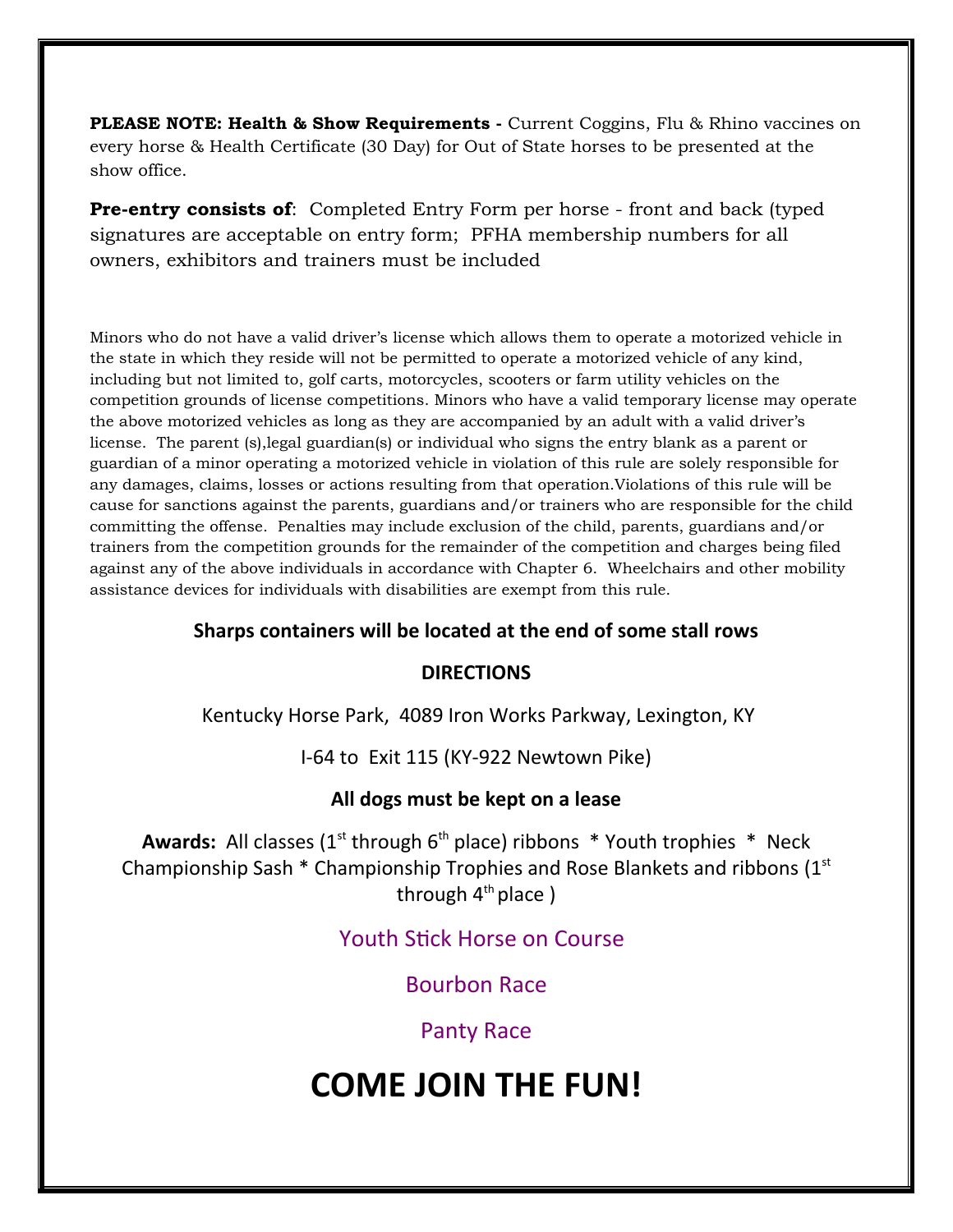**PLEASE NOTE: Health & Show Requirements -** Current Coggins, Flu & Rhino vaccines on every horse & Health Certificate (30 Day) for Out of State horses to be presented at the show office.

**Pre-entry consists of**: Completed Entry Form per horse - front and back (typed signatures are acceptable on entry form; PFHA membership numbers for all owners, exhibitors and trainers must be included

Minors who do not have a valid driver's license which allows them to operate a motorized vehicle in the state in which they reside will not be permitted to operate a motorized vehicle of any kind, including but not limited to, golf carts, motorcycles, scooters or farm utility vehicles on the competition grounds of license competitions. Minors who have a valid temporary license may operate the above motorized vehicles as long as they are accompanied by an adult with a valid driver's license. The parent (s),legal guardian(s) or individual who signs the entry blank as a parent or guardian of a minor operating a motorized vehicle in violation of this rule are solely responsible for any damages, claims, losses or actions resulting from that operation.Violations of this rule will be cause for sanctions against the parents, guardians and/or trainers who are responsible for the child committing the offense. Penalties may include exclusion of the child, parents, guardians and/or trainers from the competition grounds for the remainder of the competition and charges being filed against any of the above individuals in accordance with Chapter 6. Wheelchairs and other mobility assistance devices for individuals with disabilities are exempt from this rule.

**Sharps containers will be located at the end of some stall rows**

**DIRECTIONS**

Kentucky Horse Park, 4089 Iron Works Parkway, Lexington, KY

I-64 to Exit 115 (KY-922 Newtown Pike)

**All dogs must be kept on a lease**

**Awards:** All classes (1st through 6th place) ribbons * Youth trophies * Neck Championship Sash * Championship Trophies and Rose Blankets and ribbons (1st through 4th place )

Youth Stick Horse on Course

Bourbon Race

Panty Race

# COME JOIN THE FUN!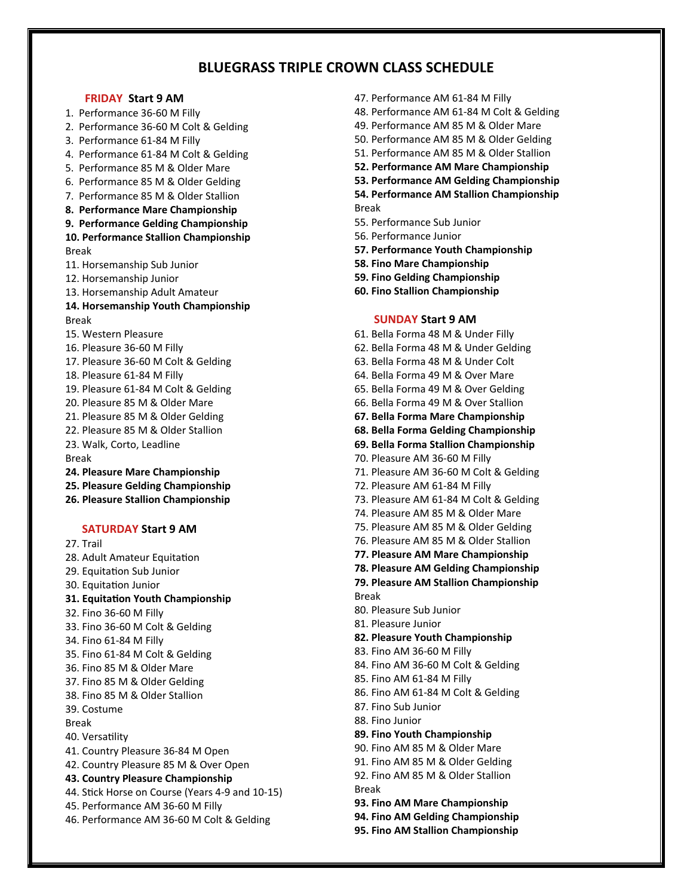# BLUEGRASS TRIPLE CROWN CLASS SCHEDULE

## FRIDAY Start 9 AM

1. Performance 36-60 M Filly
2. Performance 36-60 M Colt & Gelding
3. Performance 61-84 M Filly
4. Performance 61-84 M Colt & Gelding
5. Performance 85 M & Older Mare
6. Performance 85 M & Older Gelding
7. Performance 85 M & Older Stallion
8. **Performance Mare Championship**
9. **Performance Gelding Championship**
10. **Performance Stallion Championship**

Break

11. Horsemanship Sub Junior
12. Horsemanship Junior
13. Horsemanship Adult Amateur
14. **Horsemanship Youth Championship**

Break

15. Western Pleasure
16. Pleasure 36-60 M Filly
17. Pleasure 36-60 M Colt & Gelding
18. Pleasure 61-84 M Filly
19. Pleasure 61-84 M Colt & Gelding
20. Pleasure 85 M & Older Mare
21. Pleasure 85 M & Older Gelding
22. Pleasure 85 M & Older Stallion
23. Walk, Corto, Leadline

Break

24. **Pleasure Mare Championship**
25. **Pleasure Gelding Championship**
26. **Pleasure Stallion Championship**

## SATURDAY Start 9 AM

27. Trail
28. Adult Amateur Equitation
29. Equitation Sub Junior
30. Equitation Junior
31. **Equitation Youth Championship**
32. Fino 36-60 M Filly
33. Fino 36-60 M Colt & Gelding
34. Fino 61-84 M Filly
35. Fino 61-84 M Colt & Gelding
36. Fino 85 M & Older Mare
37. Fino 85 M & Older Gelding
38. Fino 85 M & Older Stallion
39. Costume

Break

40. Versatility
41. Country Pleasure 36-84 M Open
42. Country Pleasure 85 M & Over Open
43. **Country Pleasure Championship**
44. Stick Horse on Course (Years 4-9 and 10-15)
45. Performance AM 36-60 M Filly
46. Performance AM 36-60 M Colt & Gelding
47. Performance AM 61-84 M Filly
48. Performance AM 61-84 M Colt & Gelding
49. Performance AM 85 M & Older Mare
50. Performance AM 85 M & Older Gelding
51. Performance AM 85 M & Older Stallion
52. **Performance AM Mare Championship**
53. **Performance AM Gelding Championship**
54. **Performance AM Stallion Championship**

Break

55. Performance Sub Junior
56. Performance Junior
57. **Performance Youth Championship**
58. **Fino Mare Championship**
59. **Fino Gelding Championship**
60. **Fino Stallion Championship**

## SUNDAY Start 9 AM

61. Bella Forma 48 M & Under Filly
62. Bella Forma 48 M & Under Gelding
63. Bella Forma 48 M & Under Colt
64. Bella Forma 49 M & Over Mare
65. Bella Forma 49 M & Over Gelding
66. Bella Forma 49 M & Over Stallion
67. **Bella Forma Mare Championship**
68. **Bella Forma Gelding Championship**
69. **Bella Forma Stallion Championship**
70. Pleasure AM 36-60 M Filly
71. Pleasure AM 36-60 M Colt & Gelding
72. Pleasure AM 61-84 M Filly
73. Pleasure AM 61-84 M Colt & Gelding
74. Pleasure AM 85 M & Older Mare
75. Pleasure AM 85 M & Older Gelding
76. Pleasure AM 85 M & Older Stallion
77. **Pleasure AM Mare Championship**
78. **Pleasure AM Gelding Championship**
79. **Pleasure AM Stallion Championship**

Break

80. Pleasure Sub Junior
81. Pleasure Junior
82. **Pleasure Youth Championship**
83. Fino AM 36-60 M Filly
84. Fino AM 36-60 M Colt & Gelding
85. Fino AM 61-84 M Filly
86. Fino AM 61-84 M Colt & Gelding
87. Fino Sub Junior
88. Fino Junior
89. **Fino Youth Championship**
90. Fino AM 85 M & Older Mare
91. Fino AM 85 M & Older Gelding
92. Fino AM 85 M & Older Stallion

Break

93. **Fino AM Mare Championship**
94. **Fino AM Gelding Championship**
95. **Fino AM Stallion Championship**